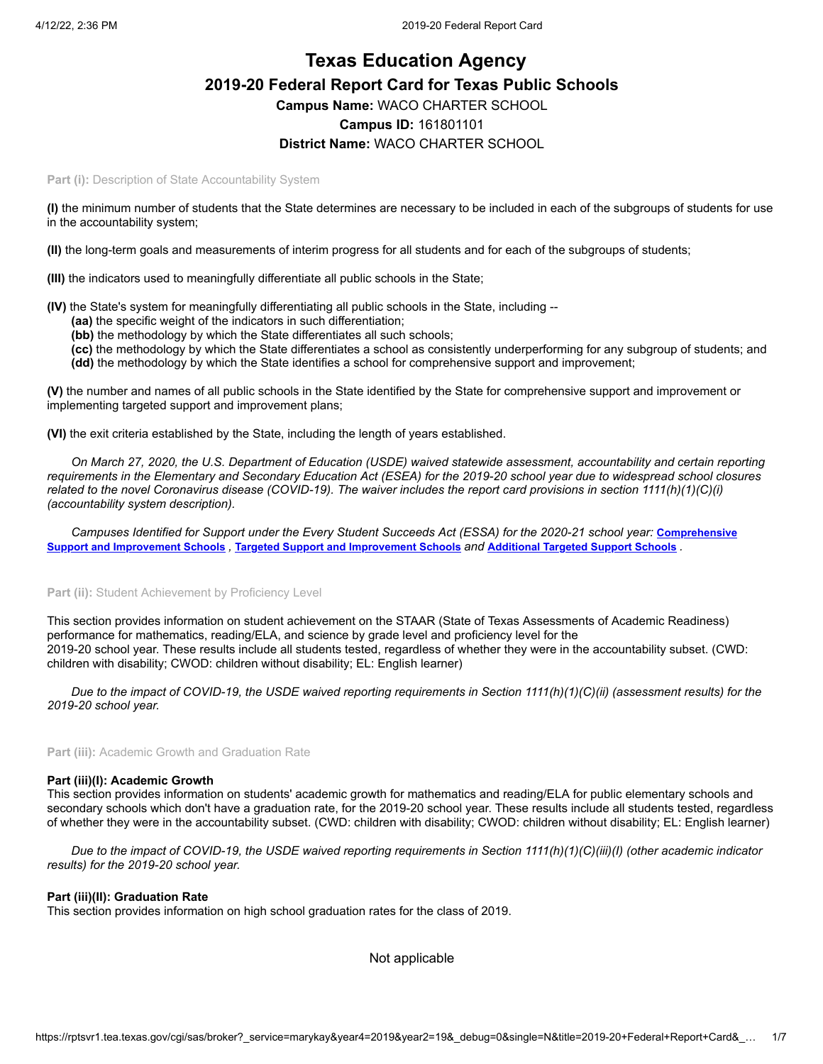# Texas Education Agency

## 2019-20 Federal Report Card for Texas Public Schools

**Campus Name:** WACO CHARTER SCHOOL

**Campus ID:** 161801101

**District Name:** WACO CHARTER SCHOOL

**Part (i):** Description of State Accountability System

**(I)** the minimum number of students that the State determines are necessary to be included in each of the subgroups of students for use in the accountability system;

**(II)** the long-term goals and measurements of interim progress for all students and for each of the subgroups of students;

**(III)** the indicators used to meaningfully differentiate all public schools in the State;

**(IV)** the State's system for meaningfully differentiating all public schools in the State, including --

- **(aa)** the specific weight of the indicators in such differentiation;
- **(bb)** the methodology by which the State differentiates all such schools;
- **(cc)** the methodology by which the State differentiates a school as consistently underperforming for any subgroup of students; and
- **(dd)** the methodology by which the State identifies a school for comprehensive support and improvement;

**(V)** the number and names of all public schools in the State identified by the State for comprehensive support and improvement or implementing targeted support and improvement plans;

**(VI)** the exit criteria established by the State, including the length of years established.

*On March 27, 2020, the U.S. Department of Education (USDE) waived statewide assessment, accountability and certain reporting requirements in the Elementary and Secondary Education Act (ESEA) for the 2019-20 school year due to widespread school closures related to the novel Coronavirus disease (COVID-19). The waiver includes the report card provisions in section 1111(h)(1)(C)(i) (accountability system description).*

*Campuses Identified for Support under the Every Student Succeeds Act (ESSA) for the 2020-21 school year:* **Comprehensive Support and Improvement Schools** *,* **Targeted Support and Improvement Schools** *and* **Additional Targeted Support Schools** *.*

**Part (ii):** Student Achievement by Proficiency Level

This section provides information on student achievement on the STAAR (State of Texas Assessments of Academic Readiness) performance for mathematics, reading/ELA, and science by grade level and proficiency level for the 2019-20 school year. These results include all students tested, regardless of whether they were in the accountability subset. (CWD: children with disability; CWOD: children without disability; EL: English learner)

*Due to the impact of COVID-19, the USDE waived reporting requirements in Section 1111(h)(1)(C)(ii) (assessment results) for the 2019-20 school year.*

**Part (iii):** Academic Growth and Graduation Rate

**Part (iii)(I): Academic Growth**

This section provides information on students' academic growth for mathematics and reading/ELA for public elementary schools and secondary schools which don't have a graduation rate, for the 2019-20 school year. These results include all students tested, regardless of whether they were in the accountability subset. (CWD: children with disability; CWOD: children without disability; EL: English learner)

*Due to the impact of COVID-19, the USDE waived reporting requirements in Section 1111(h)(1)(C)(iii)(I) (other academic indicator results) for the 2019-20 school year.*

**Part (iii)(II): Graduation Rate**

This section provides information on high school graduation rates for the class of 2019.

Not applicable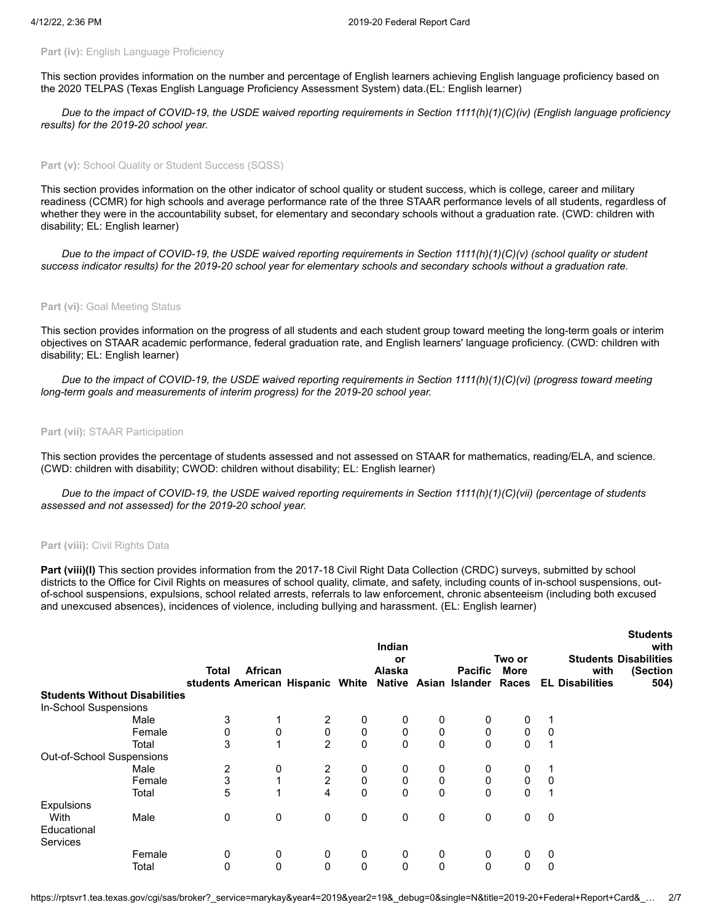**Part (iv):** English Language Proficiency

This section provides information on the number and percentage of English learners achieving English language proficiency based on the 2020 TELPAS (Texas English Language Proficiency Assessment System) data.(EL: English learner)

*Due to the impact of COVID-19, the USDE waived reporting requirements in Section 1111(h)(1)(C)(iv) (English language proficiency results) for the 2019-20 school year.*

**Part (v):** School Quality or Student Success (SQSS)

This section provides information on the other indicator of school quality or student success, which is college, career and military readiness (CCMR) for high schools and average performance rate of the three STAAR performance levels of all students, regardless of whether they were in the accountability subset, for elementary and secondary schools without a graduation rate. (CWD: children with disability; EL: English learner)

*Due to the impact of COVID-19, the USDE waived reporting requirements in Section 1111(h)(1)(C)(v) (school quality or student success indicator results) for the 2019-20 school year for elementary schools and secondary schools without a graduation rate.*

**Part (vi):** Goal Meeting Status

This section provides information on the progress of all students and each student group toward meeting the long-term goals or interim objectives on STAAR academic performance, federal graduation rate, and English learners' language proficiency. (CWD: children with disability; EL: English learner)

*Due to the impact of COVID-19, the USDE waived reporting requirements in Section 1111(h)(1)(C)(vi) (progress toward meeting long-term goals and measurements of interim progress) for the 2019-20 school year.*

**Part (vii):** STAAR Participation

This section provides the percentage of students assessed and not assessed on STAAR for mathematics, reading/ELA, and science. (CWD: children with disability; CWOD: children without disability; EL: English learner)

*Due to the impact of COVID-19, the USDE waived reporting requirements in Section 1111(h)(1)(C)(vii) (percentage of students assessed and not assessed) for the 2019-20 school year.*

**Part (viii):** Civil Rights Data

**Part (viii)(I)** This section provides information from the 2017-18 Civil Right Data Collection (CRDC) surveys, submitted by school districts to the Office for Civil Rights on measures of school quality, climate, and safety, including counts of in-school suspensions, out-of-school suspensions, expulsions, school related arrests, referrals to law enforcement, chronic absenteeism (including both excused and unexcused absences), incidences of violence, including bullying and harassment. (EL: English learner)

| | | Total students | African American | Hispanic | White | Indian or Alaska Native | Asian | Pacific Islander | Two or More Races | EL | Students with Disabilities | Students with Disabilities (Section 504) |
|---|---|---|---|---|---|---|---|---|---|---|---|---|
| **Students Without Disabilities** | | | | | | | | | | | | |
| In-School Suspensions | | | | | | | | | | | | |
| | Male | 3 | 1 | 2 | 0 | 0 | 0 | 0 | 0 | 1 | | |
| | Female | 0 | 0 | 0 | 0 | 0 | 0 | 0 | 0 | 0 | | |
| | Total | 3 | 1 | 2 | 0 | 0 | 0 | 0 | 0 | 1 | | |
| Out-of-School Suspensions | | | | | | | | | | | | |
| | Male | 2 | 0 | 2 | 0 | 0 | 0 | 0 | 0 | 1 | | |
| | Female | 3 | 1 | 2 | 0 | 0 | 0 | 0 | 0 | 0 | | |
| | Total | 5 | 1 | 4 | 0 | 0 | 0 | 0 | 0 | 1 | | |
| Expulsions With Educational Services | Male | 0 | 0 | 0 | 0 | 0 | 0 | 0 | 0 | 0 | | |
| | Female | 0 | 0 | 0 | 0 | 0 | 0 | 0 | 0 | 0 | | |
| | Total | 0 | 0 | 0 | 0 | 0 | 0 | 0 | 0 | 0 | | |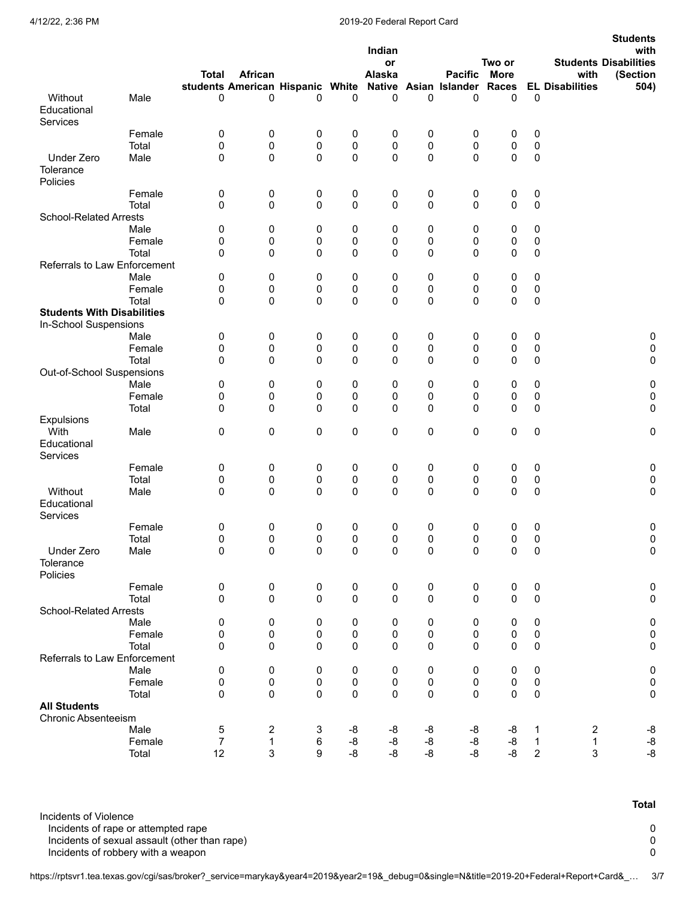| | | Total students | African American | Hispanic | White | Indian or Alaska Native | Asian | Pacific Islander | Two or More Races | EL | Students with Disabilities | Students with Disabilities (Section 504) |
|---|---|---|---|---|---|---|---|---|---|---|---|---|
| Without Educational Services | Male | 0 | 0 | 0 | 0 | 0 | 0 | 0 | 0 | 0 | | |
| | Female | 0 | 0 | 0 | 0 | 0 | 0 | 0 | 0 | 0 | | |
| | Total | 0 | 0 | 0 | 0 | 0 | 0 | 0 | 0 | 0 | | |
| Under Zero Tolerance Policies | Male | 0 | 0 | 0 | 0 | 0 | 0 | 0 | 0 | 0 | | |
| | Female | 0 | 0 | 0 | 0 | 0 | 0 | 0 | 0 | 0 | | |
| | Total | 0 | 0 | 0 | 0 | 0 | 0 | 0 | 0 | 0 | | |
| School-Related Arrests | | | | | | | | | | | | |
| | Male | 0 | 0 | 0 | 0 | 0 | 0 | 0 | 0 | 0 | | |
| | Female | 0 | 0 | 0 | 0 | 0 | 0 | 0 | 0 | 0 | | |
| | Total | 0 | 0 | 0 | 0 | 0 | 0 | 0 | 0 | 0 | | |
| Referrals to Law Enforcement | | | | | | | | | | | | |
| | Male | 0 | 0 | 0 | 0 | 0 | 0 | 0 | 0 | 0 | | |
| | Female | 0 | 0 | 0 | 0 | 0 | 0 | 0 | 0 | 0 | | |
| | Total | 0 | 0 | 0 | 0 | 0 | 0 | 0 | 0 | 0 | | |
| **Students With Disabilities** | | | | | | | | | | | | |
| In-School Suspensions | | | | | | | | | | | | |
| | Male | 0 | 0 | 0 | 0 | 0 | 0 | 0 | 0 | 0 | | 0 |
| | Female | 0 | 0 | 0 | 0 | 0 | 0 | 0 | 0 | 0 | | 0 |
| | Total | 0 | 0 | 0 | 0 | 0 | 0 | 0 | 0 | 0 | | 0 |
| Out-of-School Suspensions | | | | | | | | | | | | |
| | Male | 0 | 0 | 0 | 0 | 0 | 0 | 0 | 0 | 0 | | 0 |
| | Female | 0 | 0 | 0 | 0 | 0 | 0 | 0 | 0 | 0 | | 0 |
| | Total | 0 | 0 | 0 | 0 | 0 | 0 | 0 | 0 | 0 | | 0 |
| Expulsions | | | | | | | | | | | | |
| With Educational Services | Male | 0 | 0 | 0 | 0 | 0 | 0 | 0 | 0 | 0 | | 0 |
| | Female | 0 | 0 | 0 | 0 | 0 | 0 | 0 | 0 | 0 | | 0 |
| | Total | 0 | 0 | 0 | 0 | 0 | 0 | 0 | 0 | 0 | | 0 |
| Without Educational Services | Male | 0 | 0 | 0 | 0 | 0 | 0 | 0 | 0 | 0 | | 0 |
| | Female | 0 | 0 | 0 | 0 | 0 | 0 | 0 | 0 | 0 | | 0 |
| | Total | 0 | 0 | 0 | 0 | 0 | 0 | 0 | 0 | 0 | | 0 |
| Under Zero Tolerance Policies | Male | 0 | 0 | 0 | 0 | 0 | 0 | 0 | 0 | 0 | | 0 |
| | Female | 0 | 0 | 0 | 0 | 0 | 0 | 0 | 0 | 0 | | 0 |
| | Total | 0 | 0 | 0 | 0 | 0 | 0 | 0 | 0 | 0 | | 0 |
| School-Related Arrests | | | | | | | | | | | | |
| | Male | 0 | 0 | 0 | 0 | 0 | 0 | 0 | 0 | 0 | | 0 |
| | Female | 0 | 0 | 0 | 0 | 0 | 0 | 0 | 0 | 0 | | 0 |
| | Total | 0 | 0 | 0 | 0 | 0 | 0 | 0 | 0 | 0 | | 0 |
| Referrals to Law Enforcement | | | | | | | | | | | | |
| | Male | 0 | 0 | 0 | 0 | 0 | 0 | 0 | 0 | 0 | | 0 |
| | Female | 0 | 0 | 0 | 0 | 0 | 0 | 0 | 0 | 0 | | 0 |
| | Total | 0 | 0 | 0 | 0 | 0 | 0 | 0 | 0 | 0 | | 0 |
| **All Students** | | | | | | | | | | | | |
| Chronic Absenteeism | | | | | | | | | | | | |
| | Male | 5 | 2 | 3 | -8 | -8 | -8 | -8 | -8 | 1 | 2 | -8 |
| | Female | 7 | 1 | 6 | -8 | -8 | -8 | -8 | -8 | 1 | 1 | -8 |
| | Total | 12 | 3 | 9 | -8 | -8 | -8 | -8 | -8 | 2 | 3 | -8 |

| | Total |
|---|---|
| Incidents of Violence | |
| Incidents of rape or attempted rape | 0 |
| Incidents of sexual assault (other than rape) | 0 |
| Incidents of robbery with a weapon | 0 |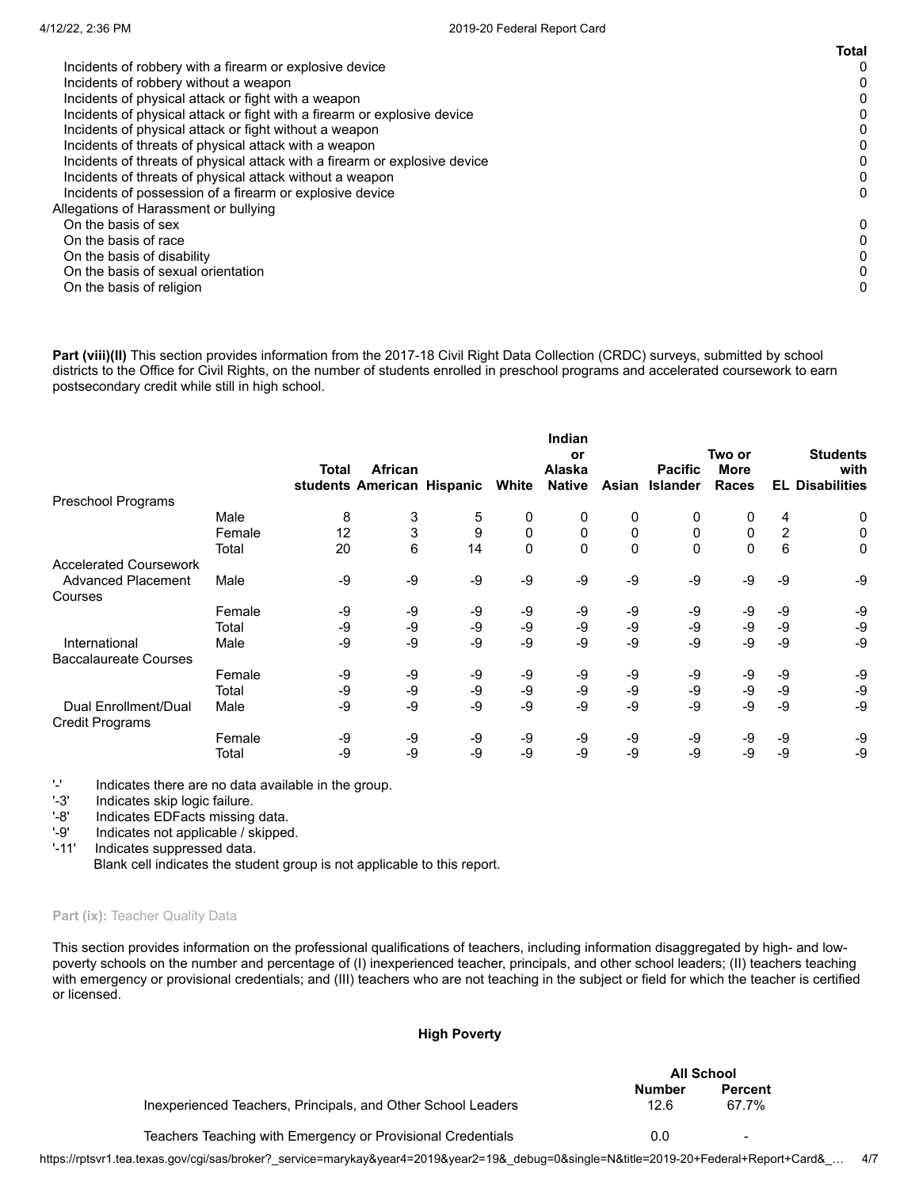| | Total |
|---|---|
| Incidents of robbery with a firearm or explosive device | 0 |
| Incidents of robbery without a weapon | 0 |
| Incidents of physical attack or fight with a weapon | 0 |
| Incidents of physical attack or fight with a firearm or explosive device | 0 |
| Incidents of physical attack or fight without a weapon | 0 |
| Incidents of threats of physical attack with a weapon | 0 |
| Incidents of threats of physical attack with a firearm or explosive device | 0 |
| Incidents of threats of physical attack without a weapon | 0 |
| Incidents of possession of a firearm or explosive device | 0 |
| Allegations of Harassment or bullying | |
| On the basis of sex | 0 |
| On the basis of race | 0 |
| On the basis of disability | 0 |
| On the basis of sexual orientation | 0 |
| On the basis of religion | 0 |

**Part (viii)(II)** This section provides information from the 2017-18 Civil Right Data Collection (CRDC) surveys, submitted by school districts to the Office for Civil Rights, on the number of students enrolled in preschool programs and accelerated coursework to earn postsecondary credit while still in high school.

| | | Total students | African American | Hispanic | White | Indian or Alaska Native | Asian | Pacific Islander | Two or More Races | EL | Students with Disabilities |
|---|---|---|---|---|---|---|---|---|---|---|---|
| Preschool Programs | | | | | | | | | | | |
| | Male | 8 | 3 | 5 | 0 | 0 | 0 | 0 | 0 | 4 | 0 |
| | Female | 12 | 3 | 9 | 0 | 0 | 0 | 0 | 0 | 2 | 0 |
| | Total | 20 | 6 | 14 | 0 | 0 | 0 | 0 | 0 | 6 | 0 |
| Accelerated Coursework | | | | | | | | | | | |
| Advanced Placement Courses | Male | -9 | -9 | -9 | -9 | -9 | -9 | -9 | -9 | -9 | -9 |
| | Female | -9 | -9 | -9 | -9 | -9 | -9 | -9 | -9 | -9 | -9 |
| | Total | -9 | -9 | -9 | -9 | -9 | -9 | -9 | -9 | -9 | -9 |
| International Baccalaureate Courses | Male | -9 | -9 | -9 | -9 | -9 | -9 | -9 | -9 | -9 | -9 |
| | Female | -9 | -9 | -9 | -9 | -9 | -9 | -9 | -9 | -9 | -9 |
| | Total | -9 | -9 | -9 | -9 | -9 | -9 | -9 | -9 | -9 | -9 |
| Dual Enrollment/Dual Credit Programs | Male | -9 | -9 | -9 | -9 | -9 | -9 | -9 | -9 | -9 | -9 |
| | Female | -9 | -9 | -9 | -9 | -9 | -9 | -9 | -9 | -9 | -9 |
| | Total | -9 | -9 | -9 | -9 | -9 | -9 | -9 | -9 | -9 | -9 |

'-' Indicates there are no data available in the group.
'-3' Indicates skip logic failure.
'-8' Indicates EDFacts missing data.
'-9' Indicates not applicable / skipped.
'-11' Indicates suppressed data.
Blank cell indicates the student group is not applicable to this report.

**Part (ix):** Teacher Quality Data

This section provides information on the professional qualifications of teachers, including information disaggregated by high- and low-poverty schools on the number and percentage of (I) inexperienced teacher, principals, and other school leaders; (II) teachers teaching with emergency or provisional credentials; and (III) teachers who are not teaching in the subject or field for which the teacher is certified or licensed.

**High Poverty**

| | All School | |
|---|---|---|
| | Number | Percent |
| Inexperienced Teachers, Principals, and Other School Leaders | 12.6 | 67.7% |
| Teachers Teaching with Emergency or Provisional Credentials | 0.0 | - |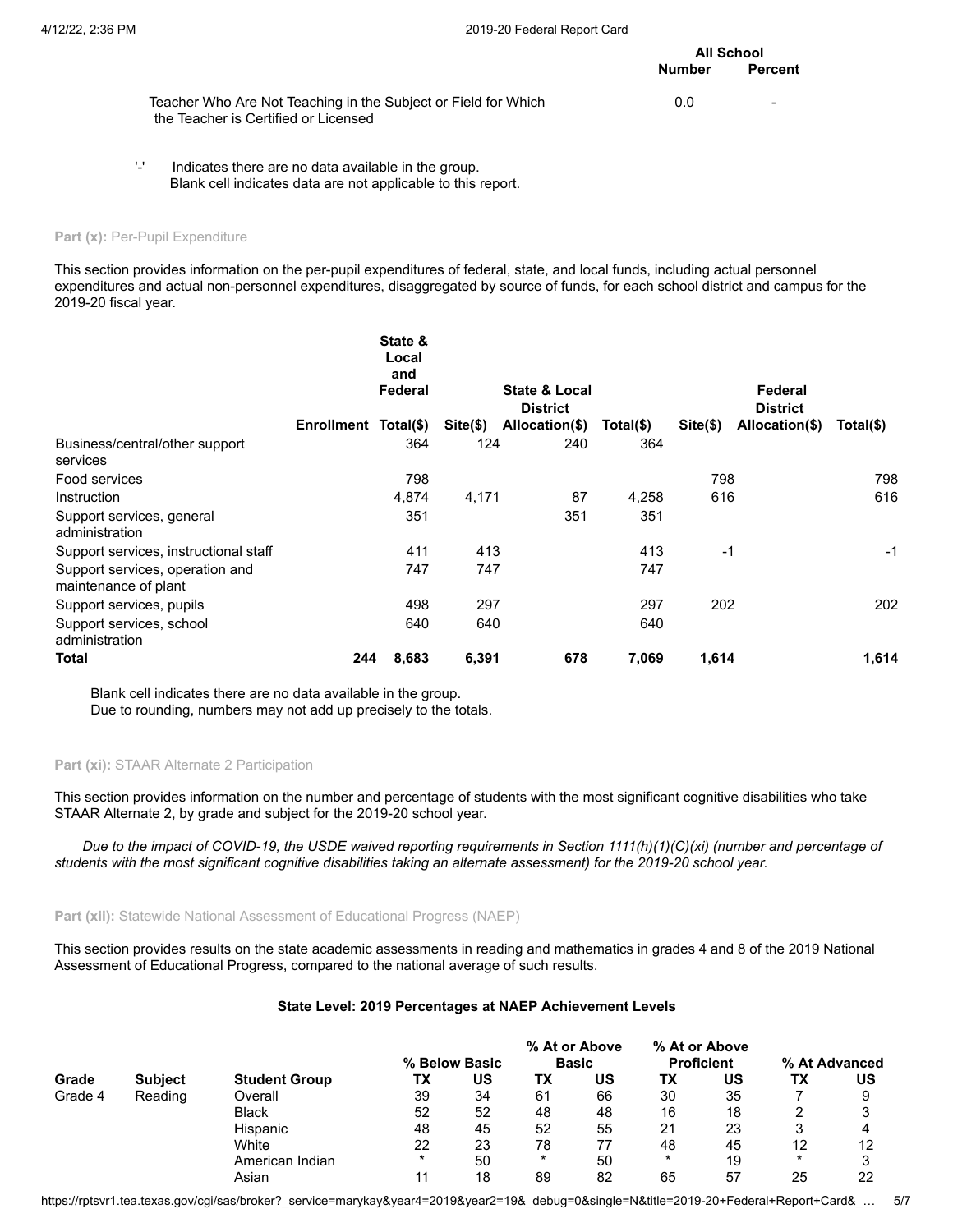| | All School Number | All School Percent |
|---|---|---|
| Teacher Who Are Not Teaching in the Subject or Field for Which the Teacher is Certified or Licensed | 0.0 | - |

'-' Indicates there are no data available in the group.
Blank cell indicates data are not applicable to this report.

**Part (x):** Per-Pupil Expenditure

This section provides information on the per-pupil expenditures of federal, state, and local funds, including actual personnel expenditures and actual non-personnel expenditures, disaggregated by source of funds, for each school district and campus for the 2019-20 fiscal year.

| | Enrollment | State & Local and Federal Total($) | Site($) | State & Local District Allocation($) | Total($) | Site($) | Federal District Allocation($) | Total($) |
|---|---|---|---|---|---|---|---|---|
| Business/central/other support services | | 364 | 124 | 240 | 364 | | | |
| Food services | | 798 | | | | 798 | | 798 |
| Instruction | | 4,874 | 4,171 | 87 | 4,258 | 616 | | 616 |
| Support services, general administration | | 351 | | 351 | 351 | | | |
| Support services, instructional staff | | 411 | 413 | | 413 | -1 | | -1 |
| Support services, operation and maintenance of plant | | 747 | 747 | | 747 | | | |
| Support services, pupils | | 498 | 297 | | 297 | 202 | | 202 |
| Support services, school administration | | 640 | 640 | | 640 | | | |
| **Total** | **244** | **8,683** | **6,391** | **678** | **7,069** | **1,614** | | **1,614** |

Blank cell indicates there are no data available in the group.
Due to rounding, numbers may not add up precisely to the totals.

**Part (xi):** STAAR Alternate 2 Participation

This section provides information on the number and percentage of students with the most significant cognitive disabilities who take STAAR Alternate 2, by grade and subject for the 2019-20 school year.

*Due to the impact of COVID-19, the USDE waived reporting requirements in Section 1111(h)(1)(C)(xi) (number and percentage of students with the most significant cognitive disabilities taking an alternate assessment) for the 2019-20 school year.*

**Part (xii):** Statewide National Assessment of Educational Progress (NAEP)

This section provides results on the state academic assessments in reading and mathematics in grades 4 and 8 of the 2019 National Assessment of Educational Progress, compared to the national average of such results.

**State Level: 2019 Percentages at NAEP Achievement Levels**

| | | | % Below Basic | | % At or Above Basic | | % At or Above Proficient | | % At Advanced | |
|---|---|---|---|---|---|---|---|---|---|---|
| **Grade** | **Subject** | **Student Group** | **TX** | **US** | **TX** | **US** | **TX** | **US** | **TX** | **US** |
| Grade 4 | Reading | Overall | 39 | 34 | 61 | 66 | 30 | 35 | 7 | 9 |
| | | Black | 52 | 52 | 48 | 48 | 16 | 18 | 2 | 3 |
| | | Hispanic | 48 | 45 | 52 | 55 | 21 | 23 | 3 | 4 |
| | | White | 22 | 23 | 78 | 77 | 48 | 45 | 12 | 12 |
| | | American Indian | * | 50 | * | 50 | * | 19 | * | 3 |
| | | Asian | 11 | 18 | 89 | 82 | 65 | 57 | 25 | 22 |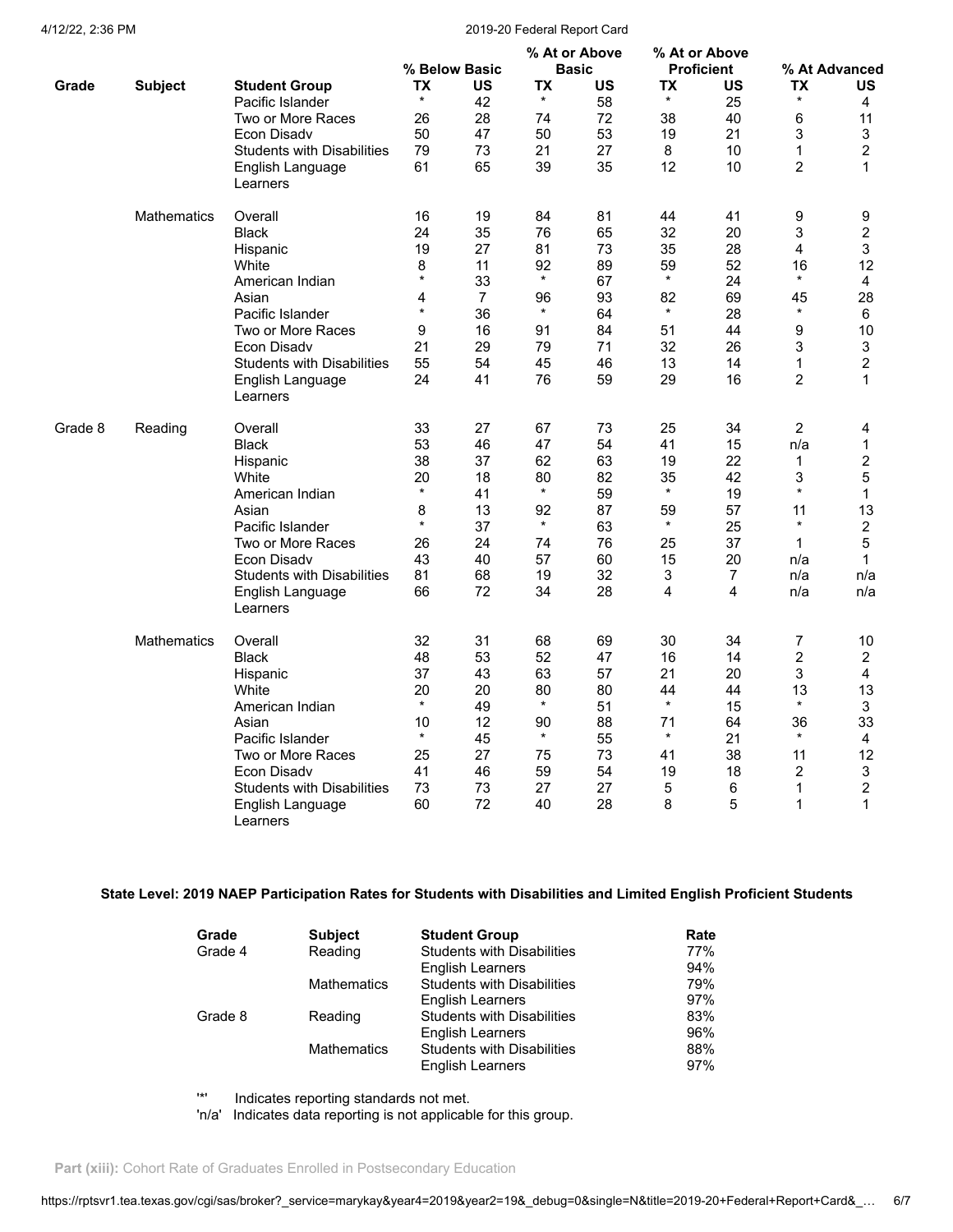| Grade | Subject | Student Group | % Below Basic TX | % Below Basic US | % At or Above Basic TX | % At or Above Basic US | % At or Above Proficient TX | % At or Above Proficient US | % At Advanced TX | % At Advanced US |
|---|---|---|---|---|---|---|---|---|---|---|
| | | Pacific Islander | * | 42 | * | 58 | * | 25 | * | 4 |
| | | Two or More Races | 26 | 28 | 74 | 72 | 38 | 40 | 6 | 11 |
| | | Econ Disadv | 50 | 47 | 50 | 53 | 19 | 21 | 3 | 3 |
| | | Students with Disabilities | 79 | 73 | 21 | 27 | 8 | 10 | 1 | 2 |
| | | English Language Learners | 61 | 65 | 39 | 35 | 12 | 10 | 2 | 1 |
| | Mathematics | Overall | 16 | 19 | 84 | 81 | 44 | 41 | 9 | 9 |
| | | Black | 24 | 35 | 76 | 65 | 32 | 20 | 3 | 2 |
| | | Hispanic | 19 | 27 | 81 | 73 | 35 | 28 | 4 | 3 |
| | | White | 8 | 11 | 92 | 89 | 59 | 52 | 16 | 12 |
| | | American Indian | * | 33 | * | 67 | * | 24 | * | 4 |
| | | Asian | 4 | 7 | 96 | 93 | 82 | 69 | 45 | 28 |
| | | Pacific Islander | * | 36 | * | 64 | * | 28 | * | 6 |
| | | Two or More Races | 9 | 16 | 91 | 84 | 51 | 44 | 9 | 10 |
| | | Econ Disadv | 21 | 29 | 79 | 71 | 32 | 26 | 3 | 3 |
| | | Students with Disabilities | 55 | 54 | 45 | 46 | 13 | 14 | 1 | 2 |
| | | English Language Learners | 24 | 41 | 76 | 59 | 29 | 16 | 2 | 1 |
| Grade 8 | Reading | Overall | 33 | 27 | 67 | 73 | 25 | 34 | 2 | 4 |
| | | Black | 53 | 46 | 47 | 54 | 41 | 15 | n/a | 1 |
| | | Hispanic | 38 | 37 | 62 | 63 | 19 | 22 | 1 | 2 |
| | | White | 20 | 18 | 80 | 82 | 35 | 42 | 3 | 5 |
| | | American Indian | * | 41 | * | 59 | * | 19 | * | 1 |
| | | Asian | 8 | 13 | 92 | 87 | 59 | 57 | 11 | 13 |
| | | Pacific Islander | * | 37 | * | 63 | * | 25 | * | 2 |
| | | Two or More Races | 26 | 24 | 74 | 76 | 25 | 37 | 1 | 5 |
| | | Econ Disadv | 43 | 40 | 57 | 60 | 15 | 20 | n/a | 1 |
| | | Students with Disabilities | 81 | 68 | 19 | 32 | 3 | 7 | n/a | n/a |
| | | English Language Learners | 66 | 72 | 34 | 28 | 4 | 4 | n/a | n/a |
| | Mathematics | Overall | 32 | 31 | 68 | 69 | 30 | 34 | 7 | 10 |
| | | Black | 48 | 53 | 52 | 47 | 16 | 14 | 2 | 2 |
| | | Hispanic | 37 | 43 | 63 | 57 | 21 | 20 | 3 | 4 |
| | | White | 20 | 20 | 80 | 80 | 44 | 44 | 13 | 13 |
| | | American Indian | * | 49 | * | 51 | * | 15 | * | 3 |
| | | Asian | 10 | 12 | 90 | 88 | 71 | 64 | 36 | 33 |
| | | Pacific Islander | * | 45 | * | 55 | * | 21 | * | 4 |
| | | Two or More Races | 25 | 27 | 75 | 73 | 41 | 38 | 11 | 12 |
| | | Econ Disadv | 41 | 46 | 59 | 54 | 19 | 18 | 2 | 3 |
| | | Students with Disabilities | 73 | 73 | 27 | 27 | 5 | 6 | 1 | 2 |
| | | English Language Learners | 60 | 72 | 40 | 28 | 8 | 5 | 1 | 1 |

### State Level: 2019 NAEP Participation Rates for Students with Disabilities and Limited English Proficient Students

| Grade | Subject | Student Group | Rate |
|---|---|---|---|
| Grade 4 | Reading | Students with Disabilities | 77% |
| | | English Learners | 94% |
| | Mathematics | Students with Disabilities | 79% |
| | | English Learners | 97% |
| Grade 8 | Reading | Students with Disabilities | 83% |
| | | English Learners | 96% |
| | Mathematics | Students with Disabilities | 88% |
| | | English Learners | 97% |

'*' Indicates reporting standards not met.
'n/a' Indicates data reporting is not applicable for this group.

**Part (xiii):** Cohort Rate of Graduates Enrolled in Postsecondary Education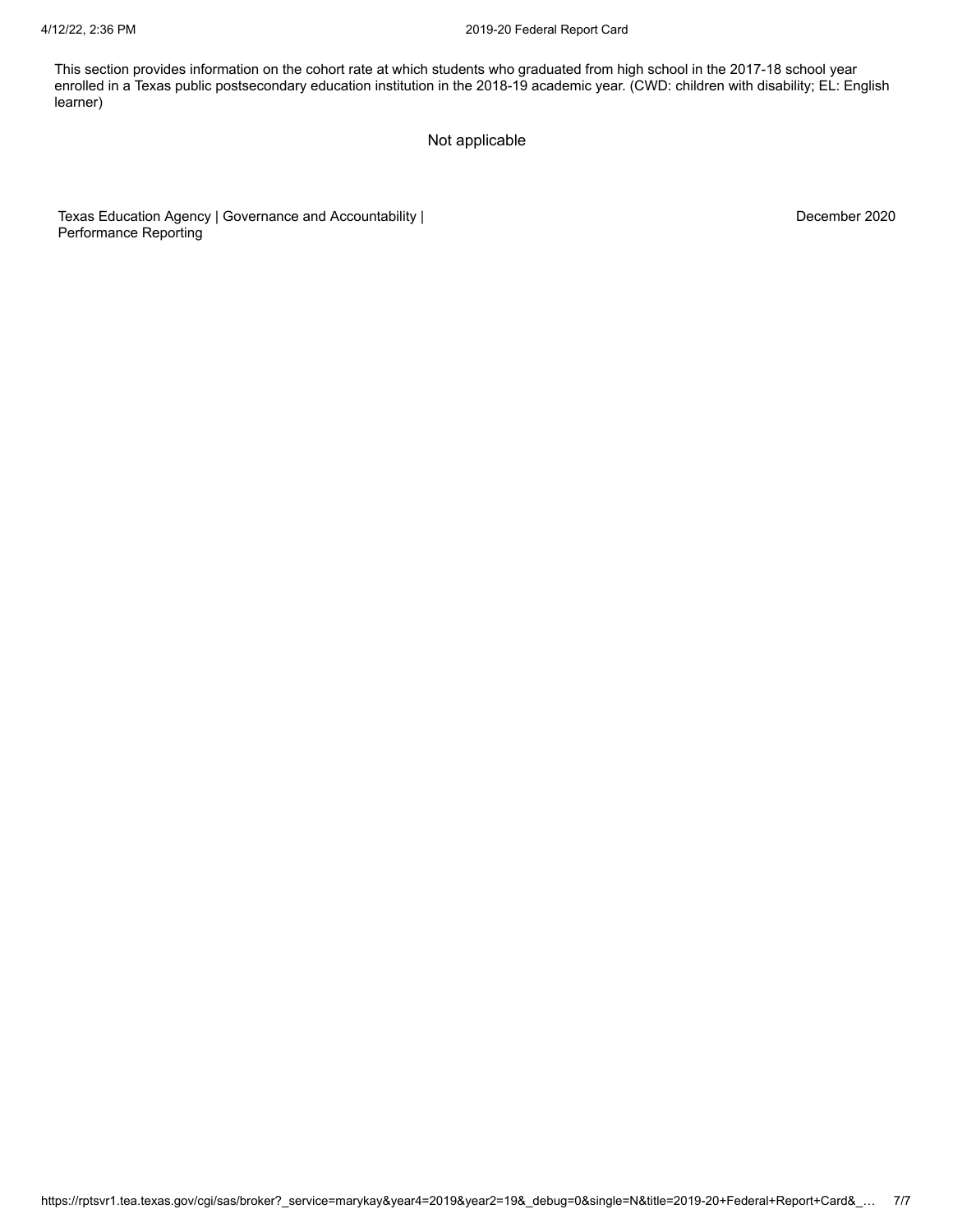This section provides information on the cohort rate at which students who graduated from high school in the 2017-18 school year enrolled in a Texas public postsecondary education institution in the 2018-19 academic year. (CWD: children with disability; EL: English learner)

Not applicable

Texas Education Agency | Governance and Accountability | Performance Reporting

December 2020